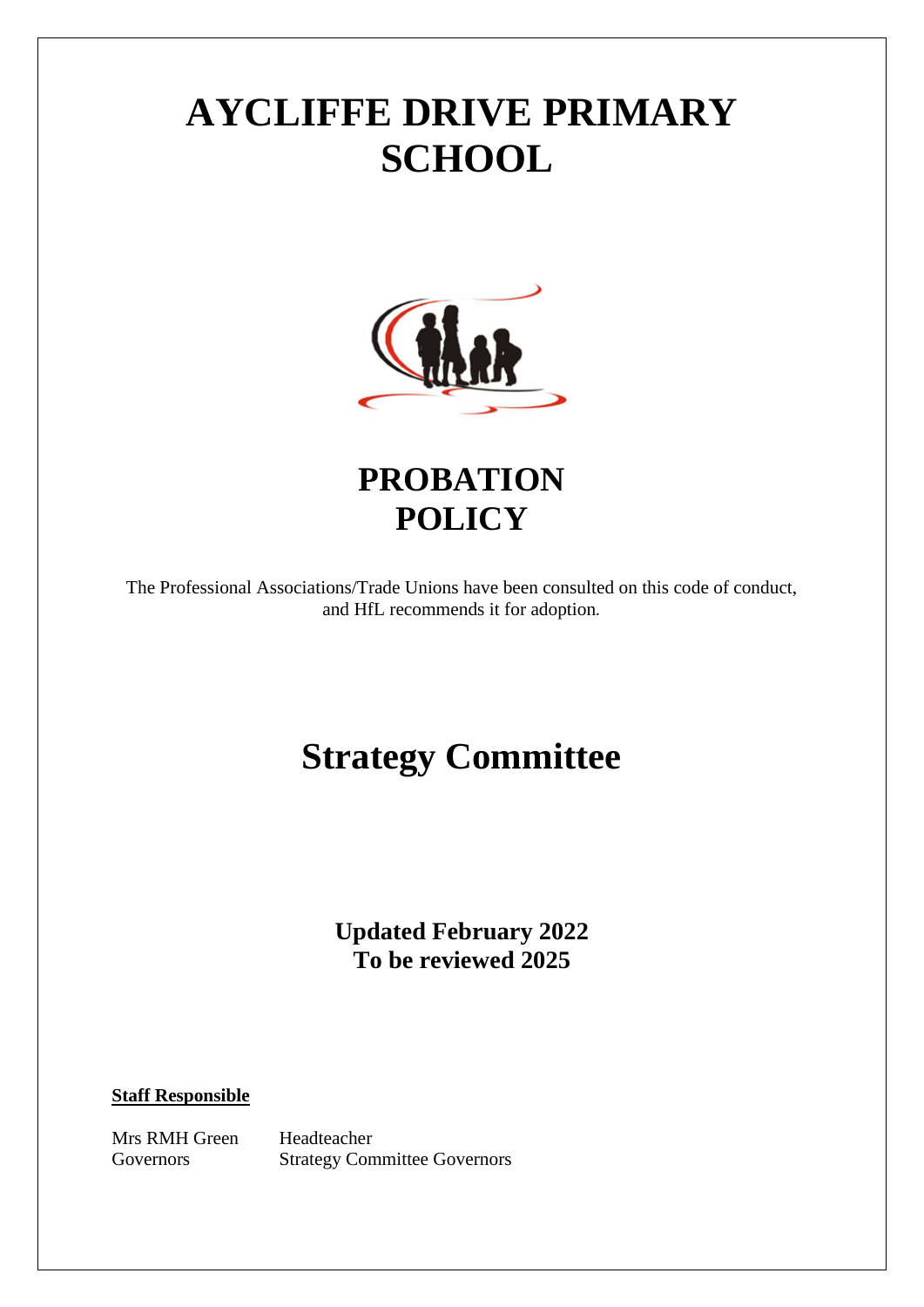# AYCLIFFE DRIVE PRIMARY SCHOOL

## PROBATION POLICY

The Professional Associations/Trade Unions have been consulted on this code of conduct, and HfL recommends it for adoption.

# Strategy Committee

**Updated February 2022**
**To be reviewed 2025**

**Staff Responsible**

| | |
|---|---|
| Mrs RMH Green | Headteacher |
| Governors | Strategy Committee Governors |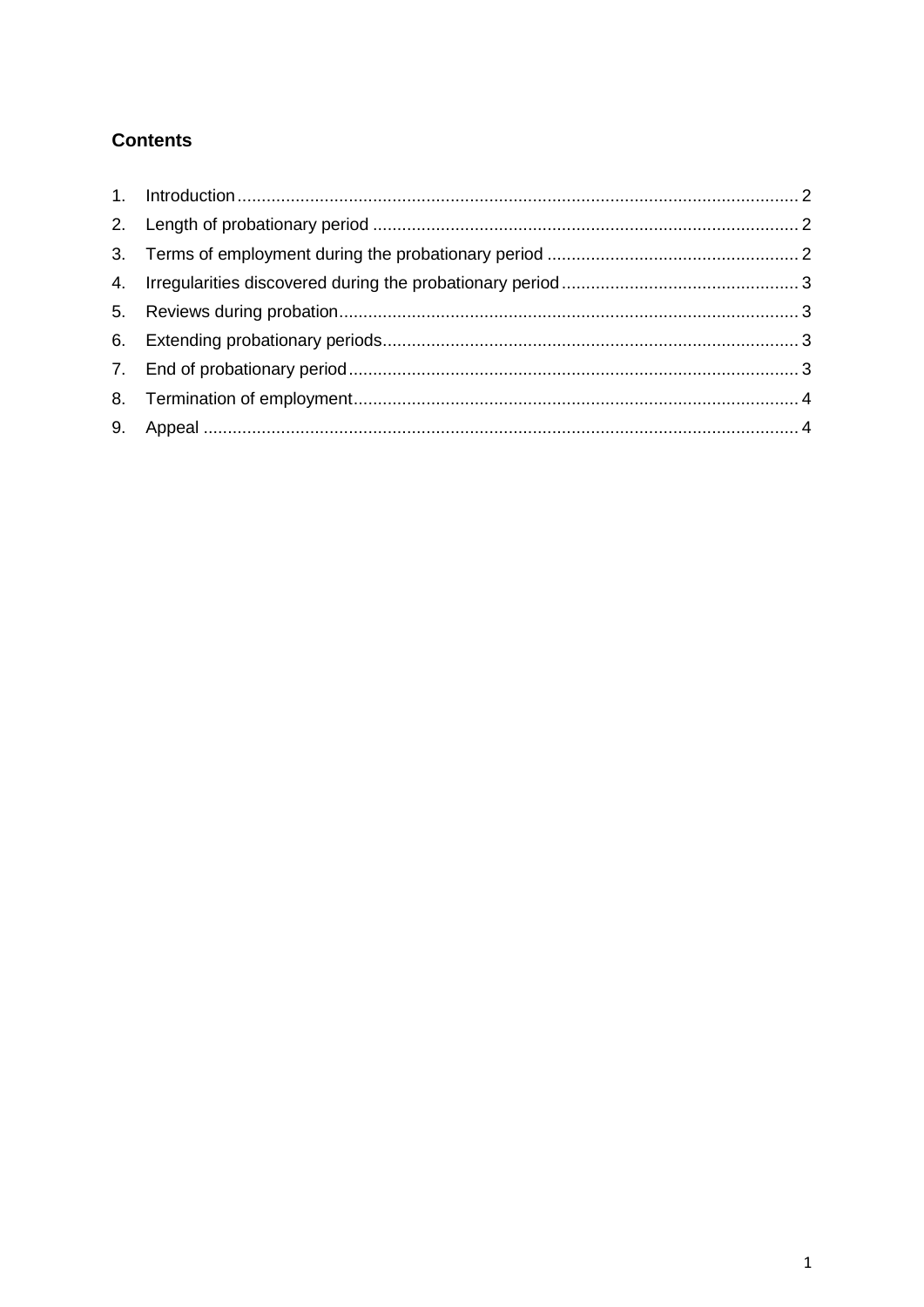## Contents

1. Introduction ........................................................................................................ 2
2. Length of probationary period ........................................................................... 2
3. Terms of employment during the probationary period ....................................... 2
4. Irregularities discovered during the probationary period .................................... 3
5. Reviews during probation .................................................................................. 3
6. Extending probationary periods ......................................................................... 3
7. End of probationary period ................................................................................ 3
8. Termination of employment ............................................................................... 4
9. Appeal ............................................................................................................... 4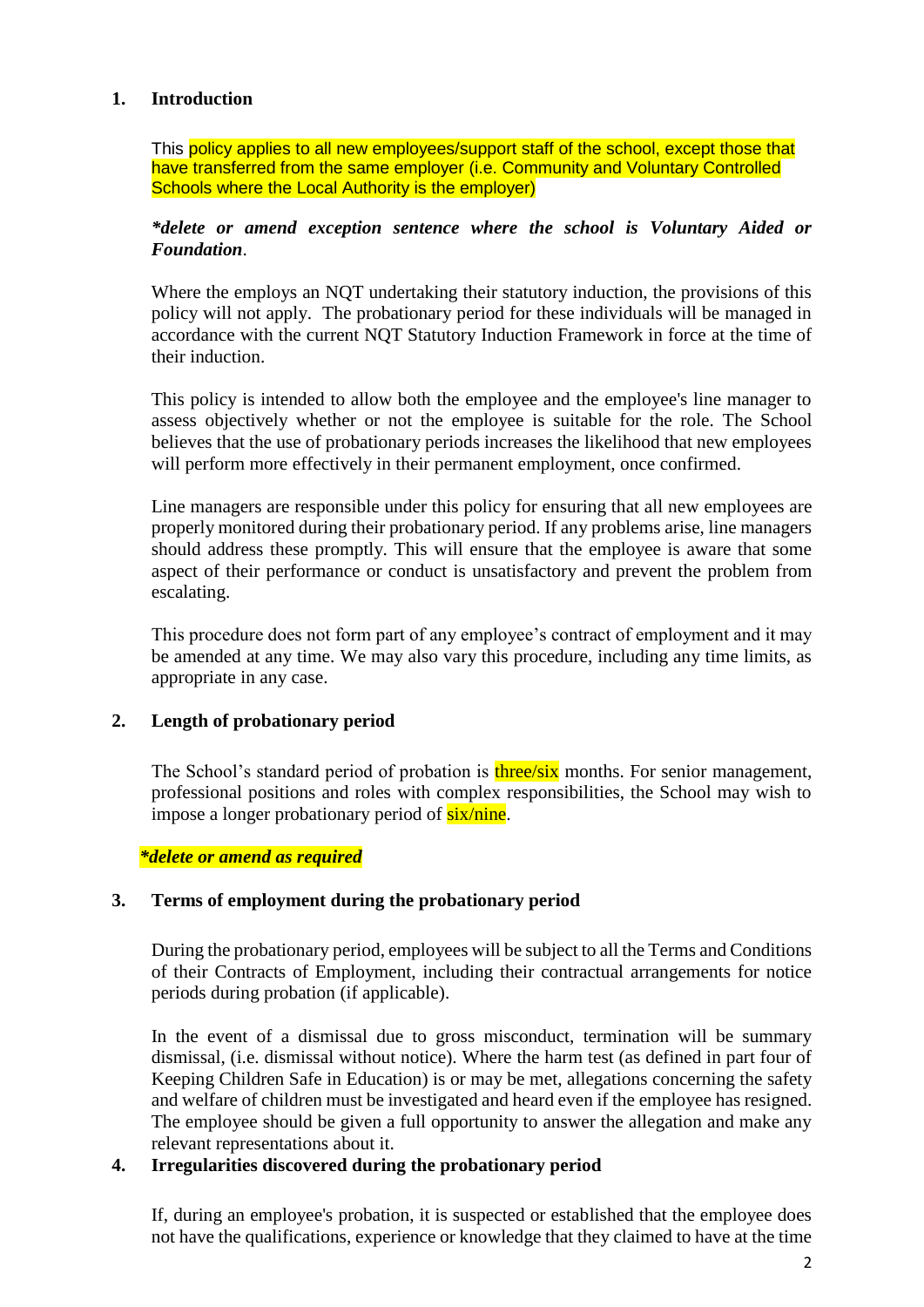## 1. Introduction

This policy applies to all new employees/support staff of the school, except those that have transferred from the same employer (i.e. Community and Voluntary Controlled Schools where the Local Authority is the employer)

***delete or amend exception sentence where the school is Voluntary Aided or Foundation**.*

Where the employs an NQT undertaking their statutory induction, the provisions of this policy will not apply. The probationary period for these individuals will be managed in accordance with the current NQT Statutory Induction Framework in force at the time of their induction.

This policy is intended to allow both the employee and the employee's line manager to assess objectively whether or not the employee is suitable for the role. The School believes that the use of probationary periods increases the likelihood that new employees will perform more effectively in their permanent employment, once confirmed.

Line managers are responsible under this policy for ensuring that all new employees are properly monitored during their probationary period. If any problems arise, line managers should address these promptly. This will ensure that the employee is aware that some aspect of their performance or conduct is unsatisfactory and prevent the problem from escalating.

This procedure does not form part of any employee's contract of employment and it may be amended at any time. We may also vary this procedure, including any time limits, as appropriate in any case.

## 2. Length of probationary period

The School's standard period of probation is three/six months. For senior management, professional positions and roles with complex responsibilities, the School may wish to impose a longer probationary period of six/nine.

***delete or amend as required***

## 3. Terms of employment during the probationary period

During the probationary period, employees will be subject to all the Terms and Conditions of their Contracts of Employment, including their contractual arrangements for notice periods during probation (if applicable).

In the event of a dismissal due to gross misconduct, termination will be summary dismissal, (i.e. dismissal without notice). Where the harm test (as defined in part four of Keeping Children Safe in Education) is or may be met, allegations concerning the safety and welfare of children must be investigated and heard even if the employee has resigned. The employee should be given a full opportunity to answer the allegation and make any relevant representations about it.

## 4. Irregularities discovered during the probationary period

If, during an employee's probation, it is suspected or established that the employee does not have the qualifications, experience or knowledge that they claimed to have at the time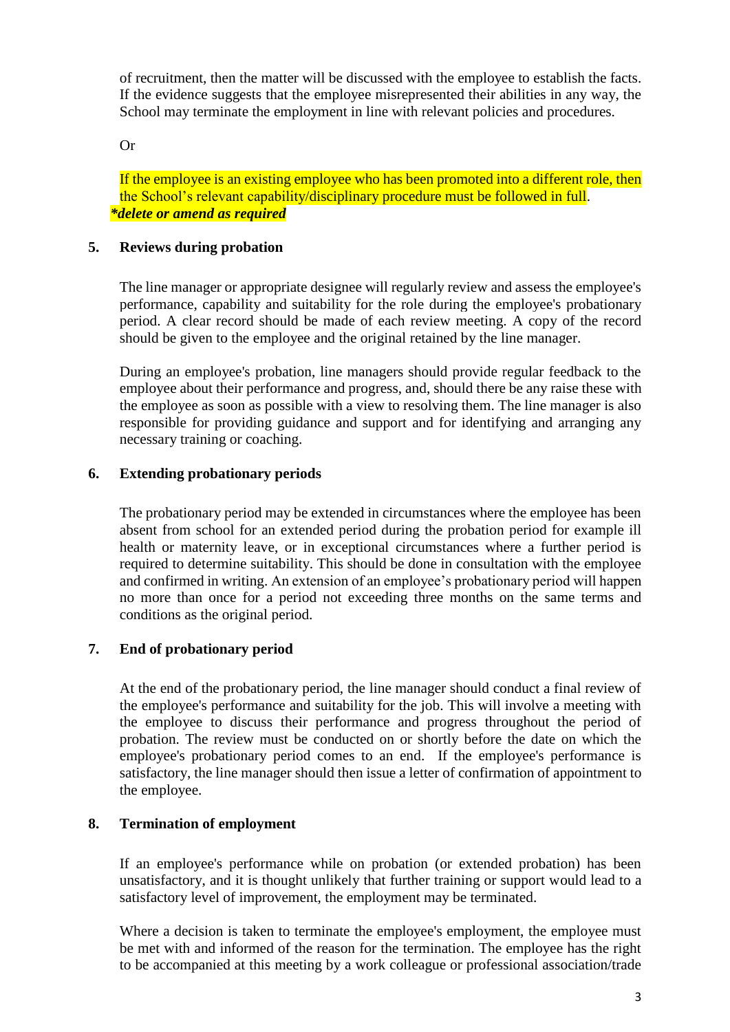of recruitment, then the matter will be discussed with the employee to establish the facts. If the evidence suggests that the employee misrepresented their abilities in any way, the School may terminate the employment in line with relevant policies and procedures.

Or

If the employee is an existing employee who has been promoted into a different role, then the School's relevant capability/disciplinary procedure must be followed in full.
***delete or amend as required***

## 5. Reviews during probation

The line manager or appropriate designee will regularly review and assess the employee's performance, capability and suitability for the role during the employee's probationary period. A clear record should be made of each review meeting. A copy of the record should be given to the employee and the original retained by the line manager.

During an employee's probation, line managers should provide regular feedback to the employee about their performance and progress, and, should there be any raise these with the employee as soon as possible with a view to resolving them. The line manager is also responsible for providing guidance and support and for identifying and arranging any necessary training or coaching.

## 6. Extending probationary periods

The probationary period may be extended in circumstances where the employee has been absent from school for an extended period during the probation period for example ill health or maternity leave, or in exceptional circumstances where a further period is required to determine suitability. This should be done in consultation with the employee and confirmed in writing. An extension of an employee's probationary period will happen no more than once for a period not exceeding three months on the same terms and conditions as the original period.

## 7. End of probationary period

At the end of the probationary period, the line manager should conduct a final review of the employee's performance and suitability for the job. This will involve a meeting with the employee to discuss their performance and progress throughout the period of probation. The review must be conducted on or shortly before the date on which the employee's probationary period comes to an end. If the employee's performance is satisfactory, the line manager should then issue a letter of confirmation of appointment to the employee.

## 8. Termination of employment

If an employee's performance while on probation (or extended probation) has been unsatisfactory, and it is thought unlikely that further training or support would lead to a satisfactory level of improvement, the employment may be terminated.

Where a decision is taken to terminate the employee's employment, the employee must be met with and informed of the reason for the termination. The employee has the right to be accompanied at this meeting by a work colleague or professional association/trade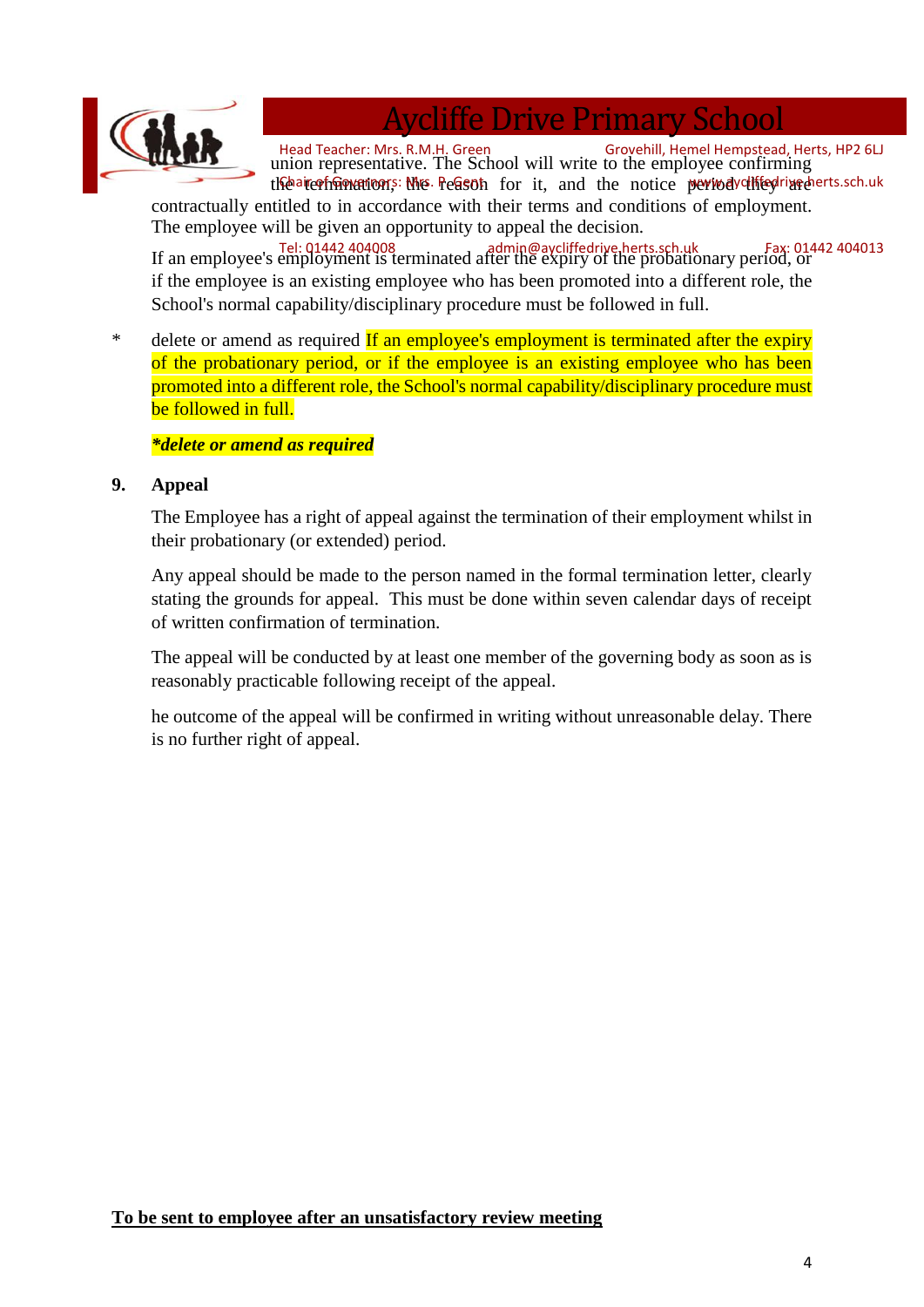union representative. The School will write to the employee confirming the termination, the reason for it, and the notice period they are contractually entitled to in accordance with their terms and conditions of employment. The employee will be given an opportunity to appeal the decision.

If an employee's employment is terminated after the expiry of the probationary period, or if the employee is an existing employee who has been promoted into a different role, the School's normal capability/disciplinary procedure must be followed in full.

\* delete or amend as required If an employee's employment is terminated after the expiry of the probationary period, or if the employee is an existing employee who has been promoted into a different role, the School's normal capability/disciplinary procedure must be followed in full.

***delete or amend as required***

**9. Appeal**

The Employee has a right of appeal against the termination of their employment whilst in their probationary (or extended) period.

Any appeal should be made to the person named in the formal termination letter, clearly stating the grounds for appeal. This must be done within seven calendar days of receipt of written confirmation of termination.

The appeal will be conducted by at least one member of the governing body as soon as is reasonably practicable following receipt of the appeal.

he outcome of the appeal will be confirmed in writing without unreasonable delay. There is no further right of appeal.

**<u>To be sent to employee after an unsatisfactory review meeting</u>**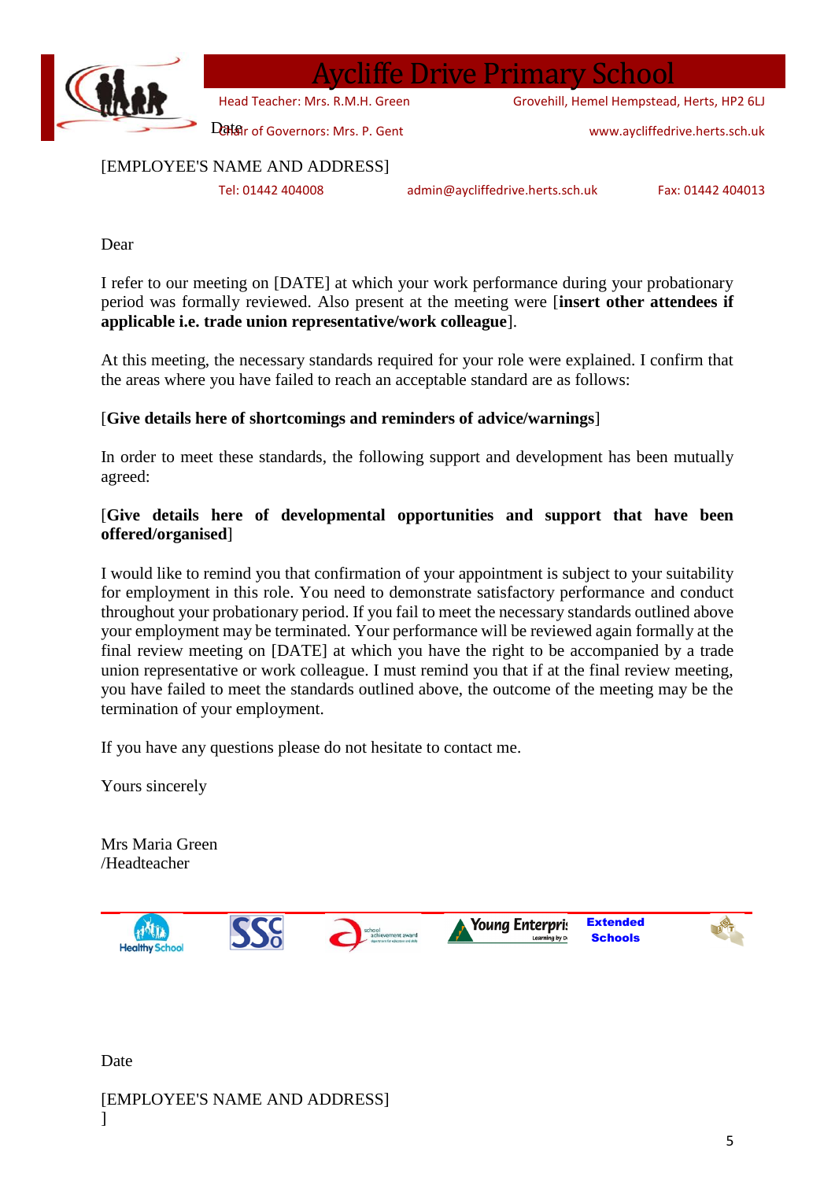# Aycliffe Drive Primary School

Head Teacher: Mrs. R.M.H. Green | Grovehill, Hemel Hempstead, Herts, HP2 6LJ

Chair of Governors: Mrs. P. Gent | www.aycliffedrive.herts.sch.uk

Tel: 01442 404008 | admin@aycliffedrive.herts.sch.uk | Fax: 01442 404013

Date

[EMPLOYEE'S NAME AND ADDRESS]

Dear

I refer to our meeting on [DATE] at which your work performance during your probationary period was formally reviewed. Also present at the meeting were [**insert other attendees if applicable i.e. trade union representative/work colleague**].

At this meeting, the necessary standards required for your role were explained. I confirm that the areas where you have failed to reach an acceptable standard are as follows:

[**Give details here of shortcomings and reminders of advice/warnings**]

In order to meet these standards, the following support and development has been mutually agreed:

[**Give details here of developmental opportunities and support that have been offered/organised**]

I would like to remind you that confirmation of your appointment is subject to your suitability for employment in this role. You need to demonstrate satisfactory performance and conduct throughout your probationary period. If you fail to meet the necessary standards outlined above your employment may be terminated. Your performance will be reviewed again formally at the final review meeting on [DATE] at which you have the right to be accompanied by a trade union representative or work colleague. I must remind you that if at the final review meeting, you have failed to meet the standards outlined above, the outcome of the meeting may be the termination of your employment.

If you have any questions please do not hesitate to contact me.

Yours sincerely

Mrs Maria Green
/Headteacher

Healthy School | SSC | school achievement award | Young Enterprise | Extended Schools

Date

[EMPLOYEE'S NAME AND ADDRESS]
]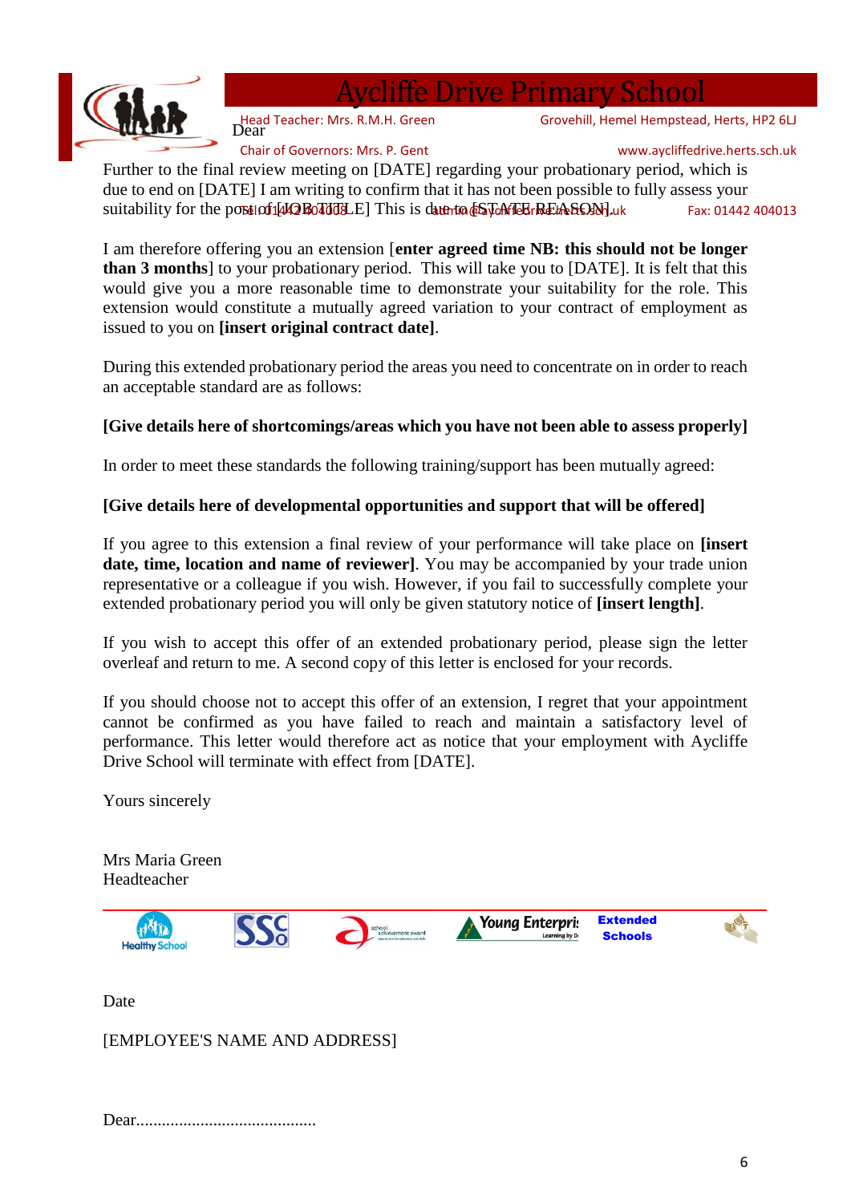# Aycliffe Drive Primary School

Head Teacher: Mrs. R.M.H. Green
Grovehill, Hemel Hempstead, Herts, HP2 6LJ
Chair of Governors: Mrs. P. Gent
www.aycliffedrive.herts.sch.uk
Tel: 01442 404008
admin@aycliffedrive.herts.sch.uk
Fax: 01442 404013

Dear

Further to the final review meeting on [DATE] regarding your probationary period, which is due to end on [DATE] I am writing to confirm that it has not been possible to fully assess your suitability for the post of [JOB TITLE] This is due to [STATE REASON].

I am therefore offering you an extension [**enter agreed time NB: this should not be longer than 3 months**] to your probationary period. This will take you to [DATE]. It is felt that this would give you a more reasonable time to demonstrate your suitability for the role. This extension would constitute a mutually agreed variation to your contract of employment as issued to you on **[insert original contract date]**.

During this extended probationary period the areas you need to concentrate on in order to reach an acceptable standard are as follows:

**[Give details here of shortcomings/areas which you have not been able to assess properly]**

In order to meet these standards the following training/support has been mutually agreed:

**[Give details here of developmental opportunities and support that will be offered]**

If you agree to this extension a final review of your performance will take place on **[insert date, time, location and name of reviewer]**. You may be accompanied by your trade union representative or a colleague if you wish. However, if you fail to successfully complete your extended probationary period you will only be given statutory notice of **[insert length]**.

If you wish to accept this offer of an extended probationary period, please sign the letter overleaf and return to me. A second copy of this letter is enclosed for your records.

If you should choose not to accept this offer of an extension, I regret that your appointment cannot be confirmed as you have failed to reach and maintain a satisfactory level of performance. This letter would therefore act as notice that your employment with Aycliffe Drive School will terminate with effect from [DATE].

Yours sincerely

Mrs Maria Green
Headteacher

Healthy School | SSC | school achievement award | Young Enterprise | Extended Schools

Date

[EMPLOYEE'S NAME AND ADDRESS]

Dear..........................................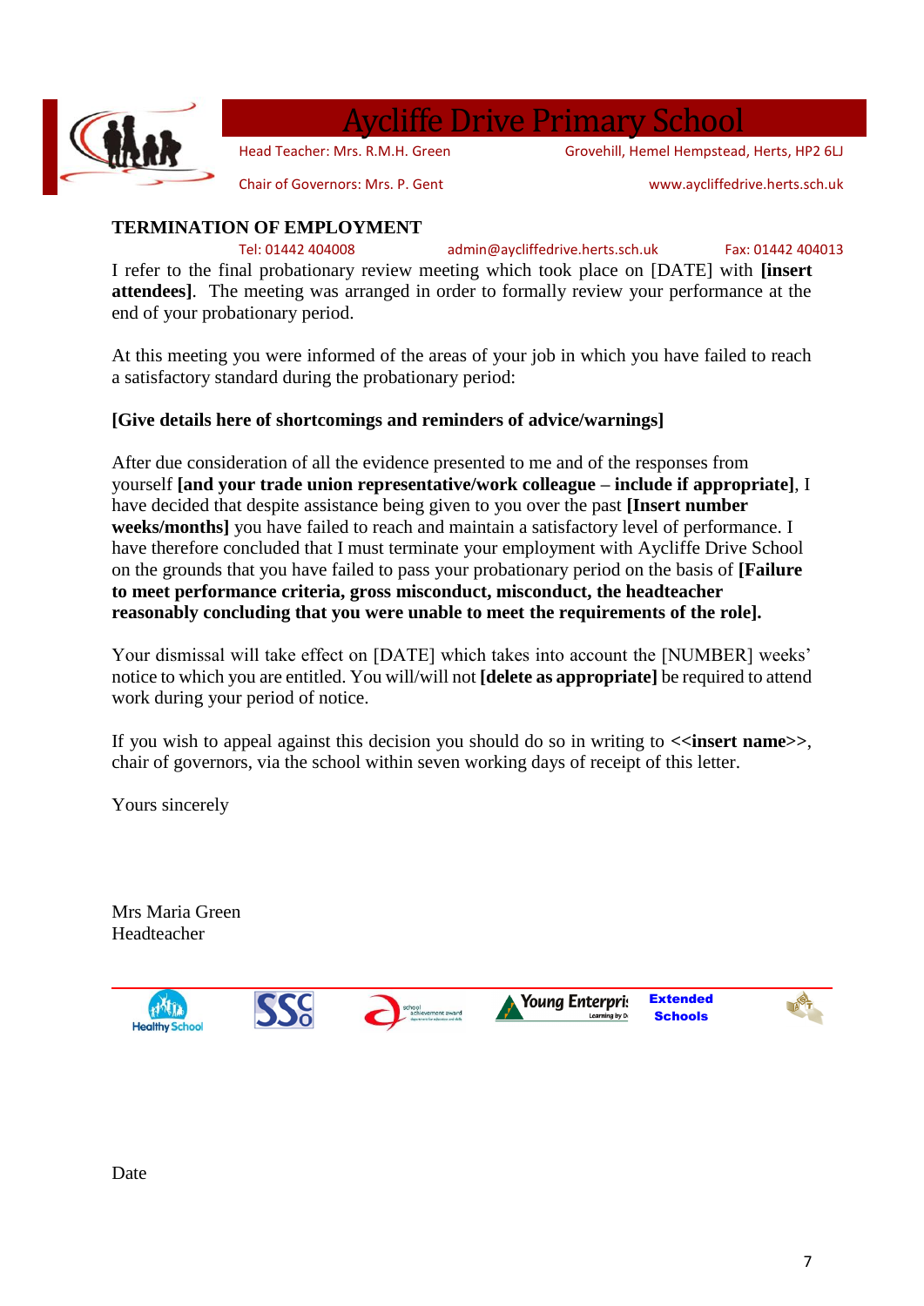# Aycliffe Drive Primary School

Head Teacher: Mrs. R.M.H. Green
Grovehill, Hemel Hempstead, Herts, HP2 6LJ

Chair of Governors: Mrs. P. Gent
www.aycliffedrive.herts.sch.uk

Tel: 01442 404008 admin@aycliffedrive.herts.sch.uk Fax: 01442 404013

**TERMINATION OF EMPLOYMENT**

I refer to the final probationary review meeting which took place on [DATE] with **[insert attendees]**. The meeting was arranged in order to formally review your performance at the end of your probationary period.

At this meeting you were informed of the areas of your job in which you have failed to reach a satisfactory standard during the probationary period:

**[Give details here of shortcomings and reminders of advice/warnings]**

After due consideration of all the evidence presented to me and of the responses from yourself **[and your trade union representative/work colleague – include if appropriate]**, I have decided that despite assistance being given to you over the past **[Insert number weeks/months]** you have failed to reach and maintain a satisfactory level of performance. I have therefore concluded that I must terminate your employment with Aycliffe Drive School on the grounds that you have failed to pass your probationary period on the basis of **[Failure to meet performance criteria, gross misconduct, misconduct, the headteacher reasonably concluding that you were unable to meet the requirements of the role].**

Your dismissal will take effect on [DATE] which takes into account the [NUMBER] weeks' notice to which you are entitled. You will/will not **[delete as appropriate]** be required to attend work during your period of notice.

If you wish to appeal against this decision you should do so in writing to **<<insert name>>**, chair of governors, via the school within seven working days of receipt of this letter.

Yours sincerely

Mrs Maria Green
Headteacher

Date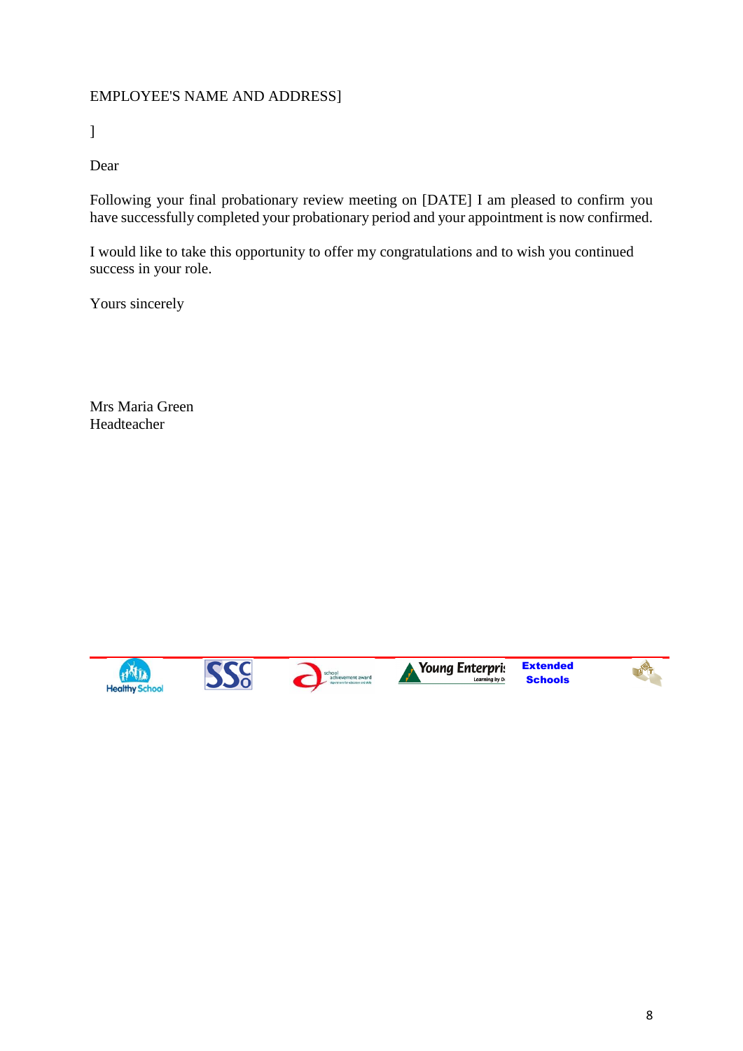EMPLOYEE'S NAME AND ADDRESS]

]

Dear

Following your final probationary review meeting on [DATE] I am pleased to confirm you have successfully completed your probationary period and your appointment is now confirmed.

I would like to take this opportunity to offer my congratulations and to wish you continued success in your role.

Yours sincerely

Mrs Maria Green  
Headteacher

Healthy School SSCo school achievement award Young Enterprise Extended Schools